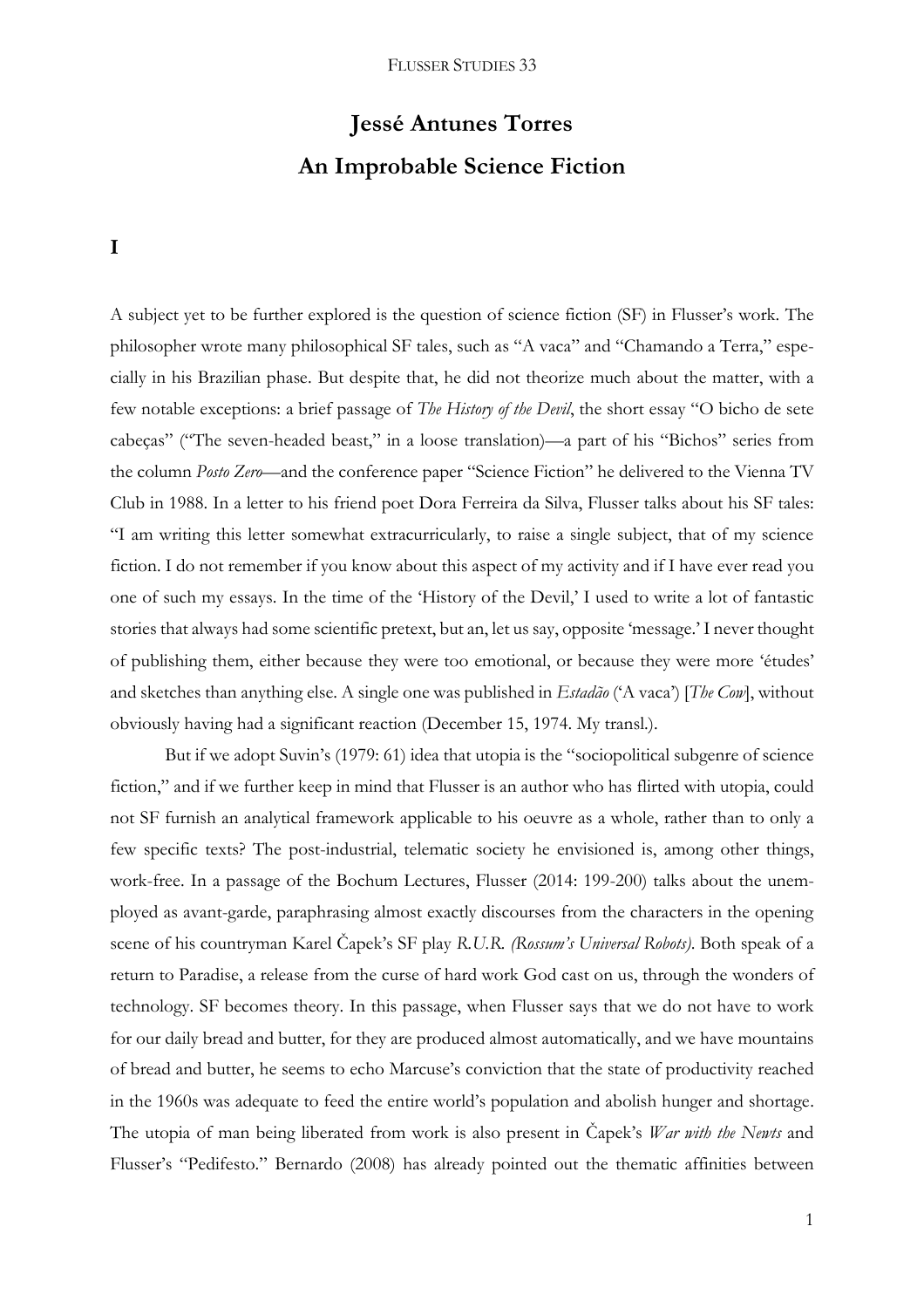# Jessé Antunes Torres

# An Improbable Science Fiction

## I

A subject yet to be further explored is the question of science fiction (SF) in Flusser's work. The philosopher wrote many philosophical SF tales, such as "A vaca" and "Chamando a Terra," especially in his Brazilian phase. But despite that, he did not theorize much about the matter, with a few notable exceptions: a brief passage of *The History of the Devil*, the short essay "O bicho de sete cabeças" ("The seven-headed beast," in a loose translation)—a part of his "Bichos" series from the column *Posto Zero*—and the conference paper "Science Fiction" he delivered to the Vienna TV Club in 1988. In a letter to his friend poet Dora Ferreira da Silva, Flusser talks about his SF tales: "I am writing this letter somewhat extracurricularly, to raise a single subject, that of my science fiction. I do not remember if you know about this aspect of my activity and if I have ever read you one of such my essays. In the time of the 'History of the Devil,' I used to write a lot of fantastic stories that always had some scientific pretext, but an, let us say, opposite 'message.' I never thought of publishing them, either because they were too emotional, or because they were more 'études' and sketches than anything else. A single one was published in *Estadão* ('A vaca') [*The Cow*], without obviously having had a significant reaction (December 15, 1974. My transl.).

But if we adopt Suvin's (1979: 61) idea that utopia is the "sociopolitical subgenre of science fiction," and if we further keep in mind that Flusser is an author who has flirted with utopia, could not SF furnish an analytical framework applicable to his oeuvre as a whole, rather than to only a few specific texts? The post-industrial, telematic society he envisioned is, among other things, work-free. In a passage of the Bochum Lectures, Flusser (2014: 199-200) talks about the unemployed as avant-garde, paraphrasing almost exactly discourses from the characters in the opening scene of his countryman Karel Čapek's SF play *R.U.R. (Rossum's Universal Robots)*. Both speak of a return to Paradise, a release from the curse of hard work God cast on us, through the wonders of technology. SF becomes theory. In this passage, when Flusser says that we do not have to work for our daily bread and butter, for they are produced almost automatically, and we have mountains of bread and butter, he seems to echo Marcuse's conviction that the state of productivity reached in the 1960s was adequate to feed the entire world's population and abolish hunger and shortage. The utopia of man being liberated from work is also present in Čapek's *War with the Newts* and Flusser's "Pedifesto." Bernardo (2008) has already pointed out the thematic affinities between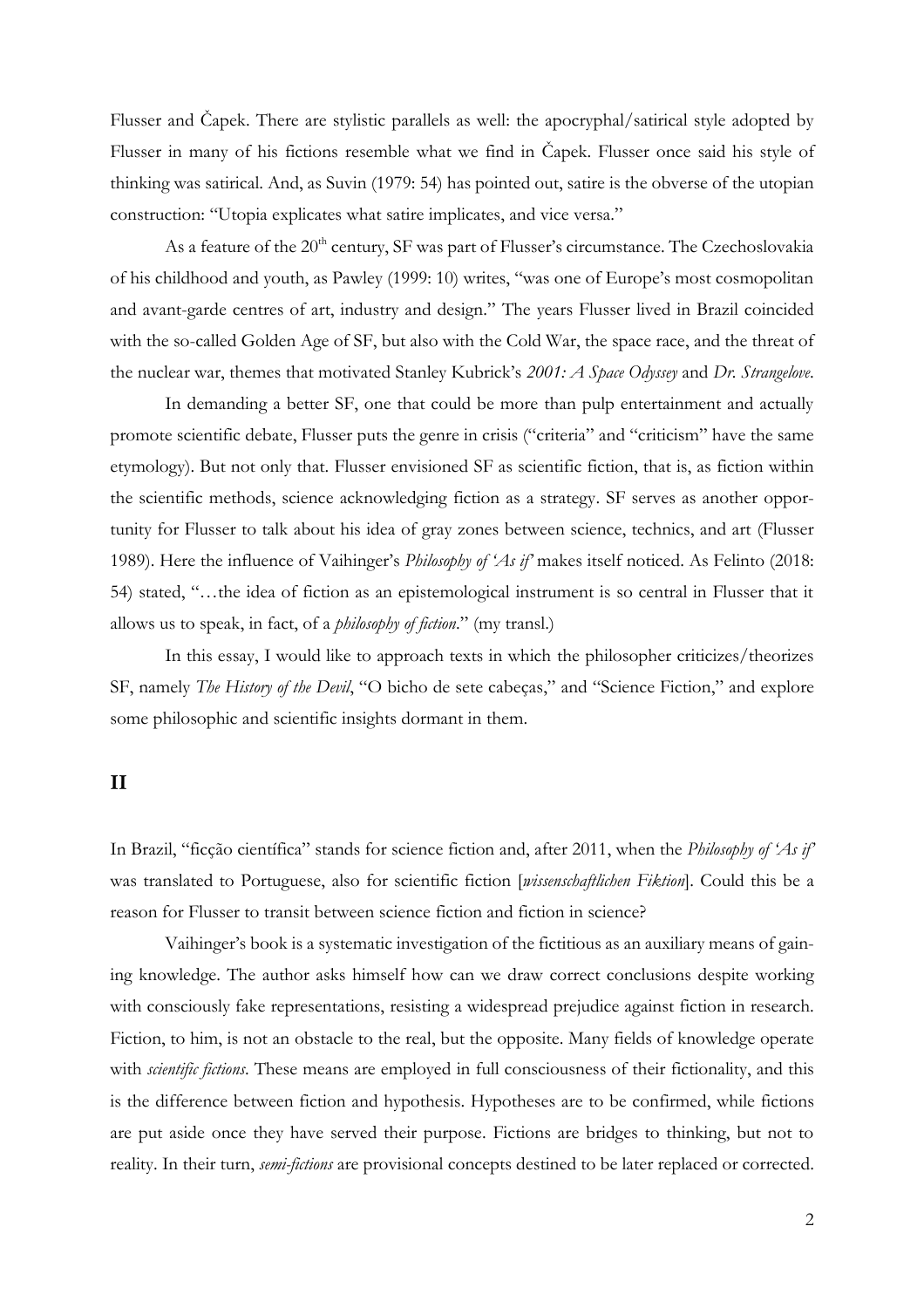Flusser and Čapek. There are stylistic parallels as well: the apocryphal/satirical style adopted by Flusser in many of his fictions resemble what we find in Čapek. Flusser once said his style of thinking was satirical. And, as Suvin (1979: 54) has pointed out, satire is the obverse of the utopian construction: "Utopia explicates what satire implicates, and vice versa."

As a feature of the 20th century, SF was part of Flusser's circumstance. The Czechoslovakia of his childhood and youth, as Pawley (1999: 10) writes, "was one of Europe's most cosmopolitan and avant-garde centres of art, industry and design." The years Flusser lived in Brazil coincided with the so-called Golden Age of SF, but also with the Cold War, the space race, and the threat of the nuclear war, themes that motivated Stanley Kubrick's *2001: A Space Odyssey* and *Dr. Strangelove*.

In demanding a better SF, one that could be more than pulp entertainment and actually promote scientific debate, Flusser puts the genre in crisis ("criteria" and "criticism" have the same etymology). But not only that. Flusser envisioned SF as scientific fiction, that is, as fiction within the scientific methods, science acknowledging fiction as a strategy. SF serves as another opportunity for Flusser to talk about his idea of gray zones between science, technics, and art (Flusser 1989). Here the influence of Vaihinger's *Philosophy of 'As if'* makes itself noticed. As Felinto (2018: 54) stated, "…the idea of fiction as an epistemological instrument is so central in Flusser that it allows us to speak, in fact, of a *philosophy of fiction*." (my transl.)

In this essay, I would like to approach texts in which the philosopher criticizes/theorizes SF, namely *The History of the Devil*, "O bicho de sete cabeças," and "Science Fiction," and explore some philosophic and scientific insights dormant in them.

## II

In Brazil, "ficção científica" stands for science fiction and, after 2011, when the *Philosophy of 'As if'* was translated to Portuguese, also for scientific fiction [*wissenschaftlichen Fiktion*]. Could this be a reason for Flusser to transit between science fiction and fiction in science?

Vaihinger's book is a systematic investigation of the fictitious as an auxiliary means of gaining knowledge. The author asks himself how can we draw correct conclusions despite working with consciously fake representations, resisting a widespread prejudice against fiction in research. Fiction, to him, is not an obstacle to the real, but the opposite. Many fields of knowledge operate with *scientific fictions*. These means are employed in full consciousness of their fictionality, and this is the difference between fiction and hypothesis. Hypotheses are to be confirmed, while fictions are put aside once they have served their purpose. Fictions are bridges to thinking, but not to reality. In their turn, *semi-fictions* are provisional concepts destined to be later replaced or corrected.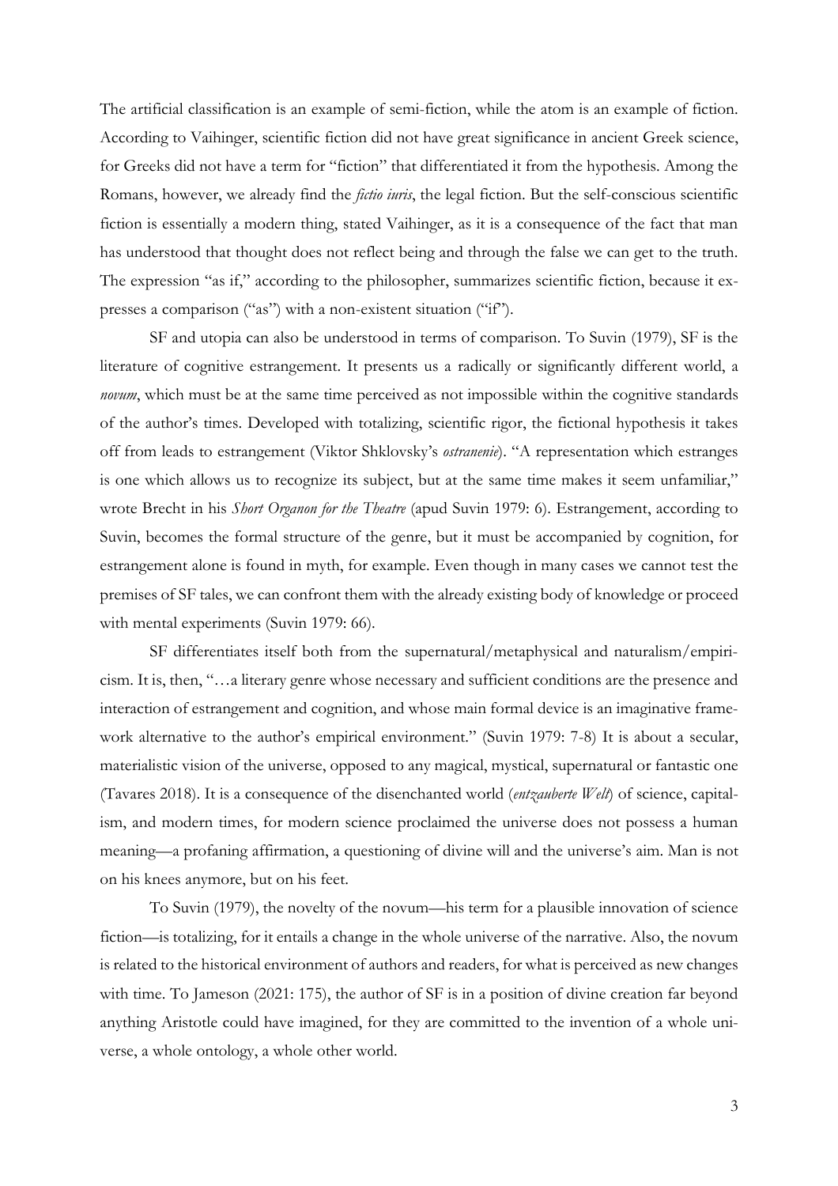The artificial classification is an example of semi-fiction, while the atom is an example of fiction. According to Vaihinger, scientific fiction did not have great significance in ancient Greek science, for Greeks did not have a term for "fiction" that differentiated it from the hypothesis. Among the Romans, however, we already find the *fictio iuris*, the legal fiction. But the self-conscious scientific fiction is essentially a modern thing, stated Vaihinger, as it is a consequence of the fact that man has understood that thought does not reflect being and through the false we can get to the truth. The expression "as if," according to the philosopher, summarizes scientific fiction, because it expresses a comparison ("as") with a non-existent situation ("if").

SF and utopia can also be understood in terms of comparison. To Suvin (1979), SF is the literature of cognitive estrangement. It presents us a radically or significantly different world, a *novum*, which must be at the same time perceived as not impossible within the cognitive standards of the author's times. Developed with totalizing, scientific rigor, the fictional hypothesis it takes off from leads to estrangement (Viktor Shklovsky's *ostranenie*). "A representation which estranges is one which allows us to recognize its subject, but at the same time makes it seem unfamiliar," wrote Brecht in his *Short Organon for the Theatre* (apud Suvin 1979: 6). Estrangement, according to Suvin, becomes the formal structure of the genre, but it must be accompanied by cognition, for estrangement alone is found in myth, for example. Even though in many cases we cannot test the premises of SF tales, we can confront them with the already existing body of knowledge or proceed with mental experiments (Suvin 1979: 66).

SF differentiates itself both from the supernatural/metaphysical and naturalism/empiricism. It is, then, "…a literary genre whose necessary and sufficient conditions are the presence and interaction of estrangement and cognition, and whose main formal device is an imaginative framework alternative to the author's empirical environment." (Suvin 1979: 7-8) It is about a secular, materialistic vision of the universe, opposed to any magical, mystical, supernatural or fantastic one (Tavares 2018). It is a consequence of the disenchanted world (*entzauberte Welt*) of science, capitalism, and modern times, for modern science proclaimed the universe does not possess a human meaning—a profaning affirmation, a questioning of divine will and the universe's aim. Man is not on his knees anymore, but on his feet.

To Suvin (1979), the novelty of the novum—his term for a plausible innovation of science fiction—is totalizing, for it entails a change in the whole universe of the narrative. Also, the novum is related to the historical environment of authors and readers, for what is perceived as new changes with time. To Jameson (2021: 175), the author of SF is in a position of divine creation far beyond anything Aristotle could have imagined, for they are committed to the invention of a whole universe, a whole ontology, a whole other world.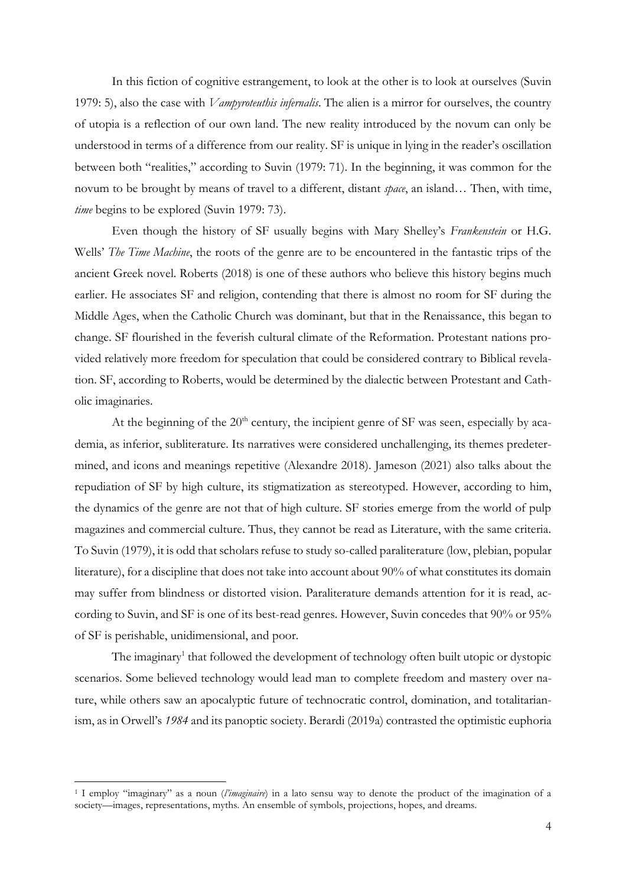In this fiction of cognitive estrangement, to look at the other is to look at ourselves (Suvin 1979: 5), also the case with *Vampyroteuthis infernalis*. The alien is a mirror for ourselves, the country of utopia is a reflection of our own land. The new reality introduced by the novum can only be understood in terms of a difference from our reality. SF is unique in lying in the reader's oscillation between both "realities," according to Suvin (1979: 71). In the beginning, it was common for the novum to be brought by means of travel to a different, distant *space*, an island… Then, with time, *time* begins to be explored (Suvin 1979: 73).

Even though the history of SF usually begins with Mary Shelley's *Frankenstein* or H.G. Wells' *The Time Machine*, the roots of the genre are to be encountered in the fantastic trips of the ancient Greek novel. Roberts (2018) is one of these authors who believe this history begins much earlier. He associates SF and religion, contending that there is almost no room for SF during the Middle Ages, when the Catholic Church was dominant, but that in the Renaissance, this began to change. SF flourished in the feverish cultural climate of the Reformation. Protestant nations provided relatively more freedom for speculation that could be considered contrary to Biblical revelation. SF, according to Roberts, would be determined by the dialectic between Protestant and Catholic imaginaries.

At the beginning of the 20th century, the incipient genre of SF was seen, especially by academia, as inferior, subliterature. Its narratives were considered unchallenging, its themes predetermined, and icons and meanings repetitive (Alexandre 2018). Jameson (2021) also talks about the repudiation of SF by high culture, its stigmatization as stereotyped. However, according to him, the dynamics of the genre are not that of high culture. SF stories emerge from the world of pulp magazines and commercial culture. Thus, they cannot be read as Literature, with the same criteria. To Suvin (1979), it is odd that scholars refuse to study so-called paraliterature (low, plebian, popular literature), for a discipline that does not take into account about 90% of what constitutes its domain may suffer from blindness or distorted vision. Paraliterature demands attention for it is read, according to Suvin, and SF is one of its best-read genres. However, Suvin concedes that 90% or 95% of SF is perishable, unidimensional, and poor.

The imaginary[1] that followed the development of technology often built utopic or dystopic scenarios. Some believed technology would lead man to complete freedom and mastery over nature, while others saw an apocalyptic future of technocratic control, domination, and totalitarianism, as in Orwell's *1984* and its panoptic society. Berardi (2019a) contrasted the optimistic euphoria

[1] I employ "imaginary" as a noun (*l'imaginaire*) in a lato sensu way to denote the product of the imagination of a society—images, representations, myths. An ensemble of symbols, projections, hopes, and dreams.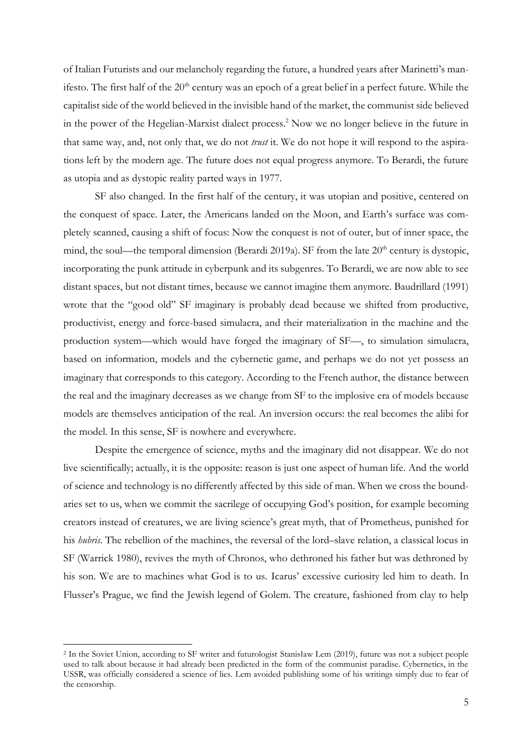of Italian Futurists and our melancholy regarding the future, a hundred years after Marinetti's manifesto. The first half of the $20^{th}$ century was an epoch of a great belief in a perfect future. While the capitalist side of the world believed in the invisible hand of the market, the communist side believed in the power of the Hegelian-Marxist dialect process.[2] Now we no longer believe in the future in that same way, and, not only that, we do not *trust* it. We do not hope it will respond to the aspirations left by the modern age. The future does not equal progress anymore. To Berardi, the future as utopia and as dystopic reality parted ways in 1977.

SF also changed. In the first half of the century, it was utopian and positive, centered on the conquest of space. Later, the Americans landed on the Moon, and Earth's surface was completely scanned, causing a shift of focus: Now the conquest is not of outer, but of inner space, the mind, the soul—the temporal dimension (Berardi 2019a). SF from the late $20^{th}$ century is dystopic, incorporating the punk attitude in cyberpunk and its subgenres. To Berardi, we are now able to see distant spaces, but not distant times, because we cannot imagine them anymore. Baudrillard (1991) wrote that the "good old" SF imaginary is probably dead because we shifted from productive, productivist, energy and force-based simulacra, and their materialization in the machine and the production system—which would have forged the imaginary of SF—, to simulation simulacra, based on information, models and the cybernetic game, and perhaps we do not yet possess an imaginary that corresponds to this category. According to the French author, the distance between the real and the imaginary decreases as we change from SF to the implosive era of models because models are themselves anticipation of the real. An inversion occurs: the real becomes the alibi for the model. In this sense, SF is nowhere and everywhere.

Despite the emergence of science, myths and the imaginary did not disappear. We do not live scientifically; actually, it is the opposite: reason is just one aspect of human life. And the world of science and technology is no differently affected by this side of man. When we cross the boundaries set to us, when we commit the sacrilege of occupying God's position, for example becoming creators instead of creatures, we are living science's great myth, that of Prometheus, punished for his *hubris*. The rebellion of the machines, the reversal of the lord–slave relation, a classical locus in SF (Warrick 1980), revives the myth of Chronos, who dethroned his father but was dethroned by his son. We are to machines what God is to us. Icarus' excessive curiosity led him to death. In Flusser's Prague, we find the Jewish legend of Golem. The creature, fashioned from clay to help

---

[2] In the Soviet Union, according to SF writer and futurologist Stanisław Lem (2019), future was not a subject people used to talk about because it had already been predicted in the form of the communist paradise. Cybernetics, in the USSR, was officially considered a science of lies. Lem avoided publishing some of his writings simply due to fear of the censorship.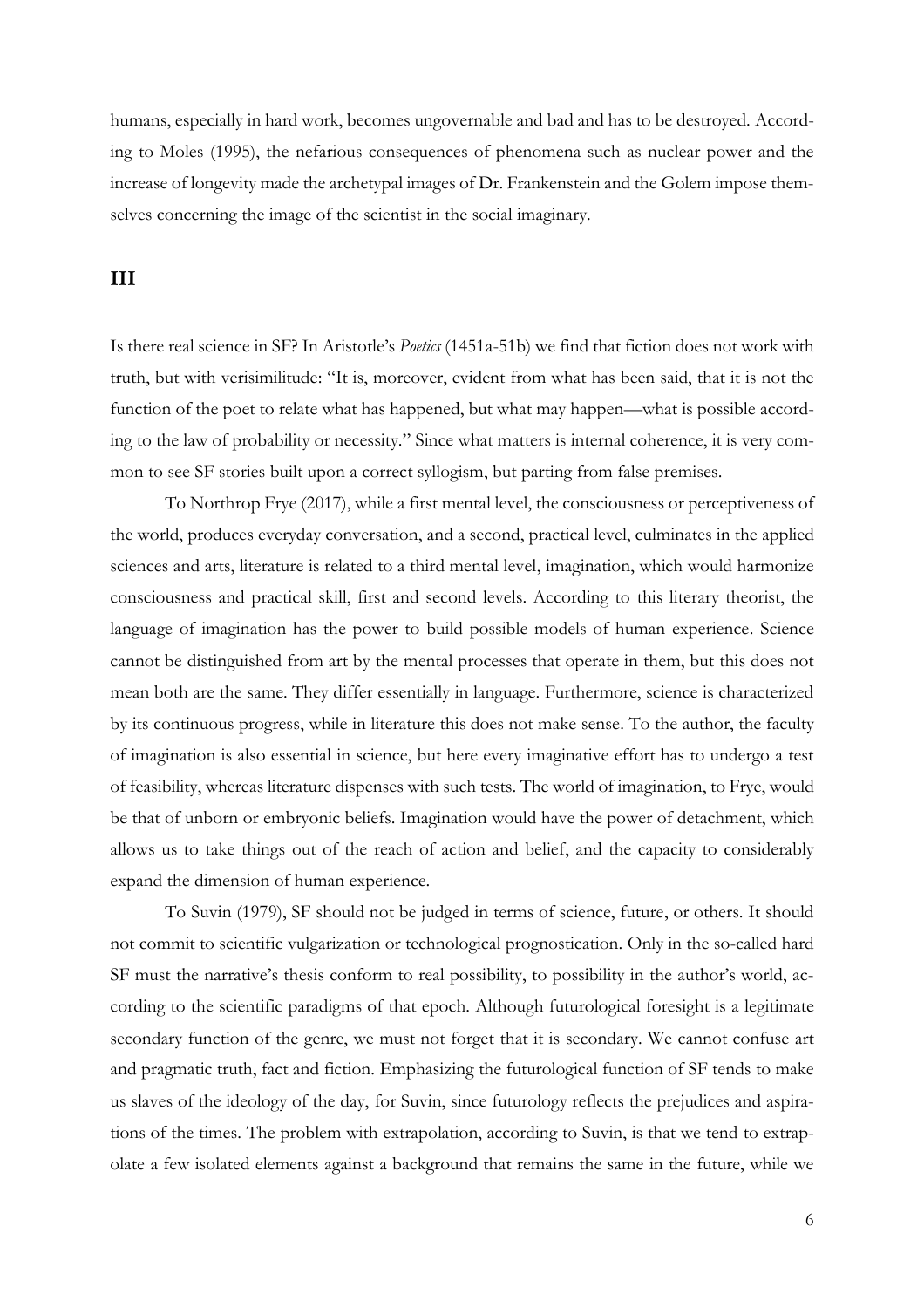humans, especially in hard work, becomes ungovernable and bad and has to be destroyed. According to Moles (1995), the nefarious consequences of phenomena such as nuclear power and the increase of longevity made the archetypal images of Dr. Frankenstein and the Golem impose themselves concerning the image of the scientist in the social imaginary.

## III

Is there real science in SF? In Aristotle's *Poetics* (1451a-51b) we find that fiction does not work with truth, but with verisimilitude: "It is, moreover, evident from what has been said, that it is not the function of the poet to relate what has happened, but what may happen—what is possible according to the law of probability or necessity." Since what matters is internal coherence, it is very common to see SF stories built upon a correct syllogism, but parting from false premises.

To Northrop Frye (2017), while a first mental level, the consciousness or perceptiveness of the world, produces everyday conversation, and a second, practical level, culminates in the applied sciences and arts, literature is related to a third mental level, imagination, which would harmonize consciousness and practical skill, first and second levels. According to this literary theorist, the language of imagination has the power to build possible models of human experience. Science cannot be distinguished from art by the mental processes that operate in them, but this does not mean both are the same. They differ essentially in language. Furthermore, science is characterized by its continuous progress, while in literature this does not make sense. To the author, the faculty of imagination is also essential in science, but here every imaginative effort has to undergo a test of feasibility, whereas literature dispenses with such tests. The world of imagination, to Frye, would be that of unborn or embryonic beliefs. Imagination would have the power of detachment, which allows us to take things out of the reach of action and belief, and the capacity to considerably expand the dimension of human experience.

To Suvin (1979), SF should not be judged in terms of science, future, or others. It should not commit to scientific vulgarization or technological prognostication. Only in the so-called hard SF must the narrative's thesis conform to real possibility, to possibility in the author's world, according to the scientific paradigms of that epoch. Although futurological foresight is a legitimate secondary function of the genre, we must not forget that it is secondary. We cannot confuse art and pragmatic truth, fact and fiction. Emphasizing the futurological function of SF tends to make us slaves of the ideology of the day, for Suvin, since futurology reflects the prejudices and aspirations of the times. The problem with extrapolation, according to Suvin, is that we tend to extrapolate a few isolated elements against a background that remains the same in the future, while we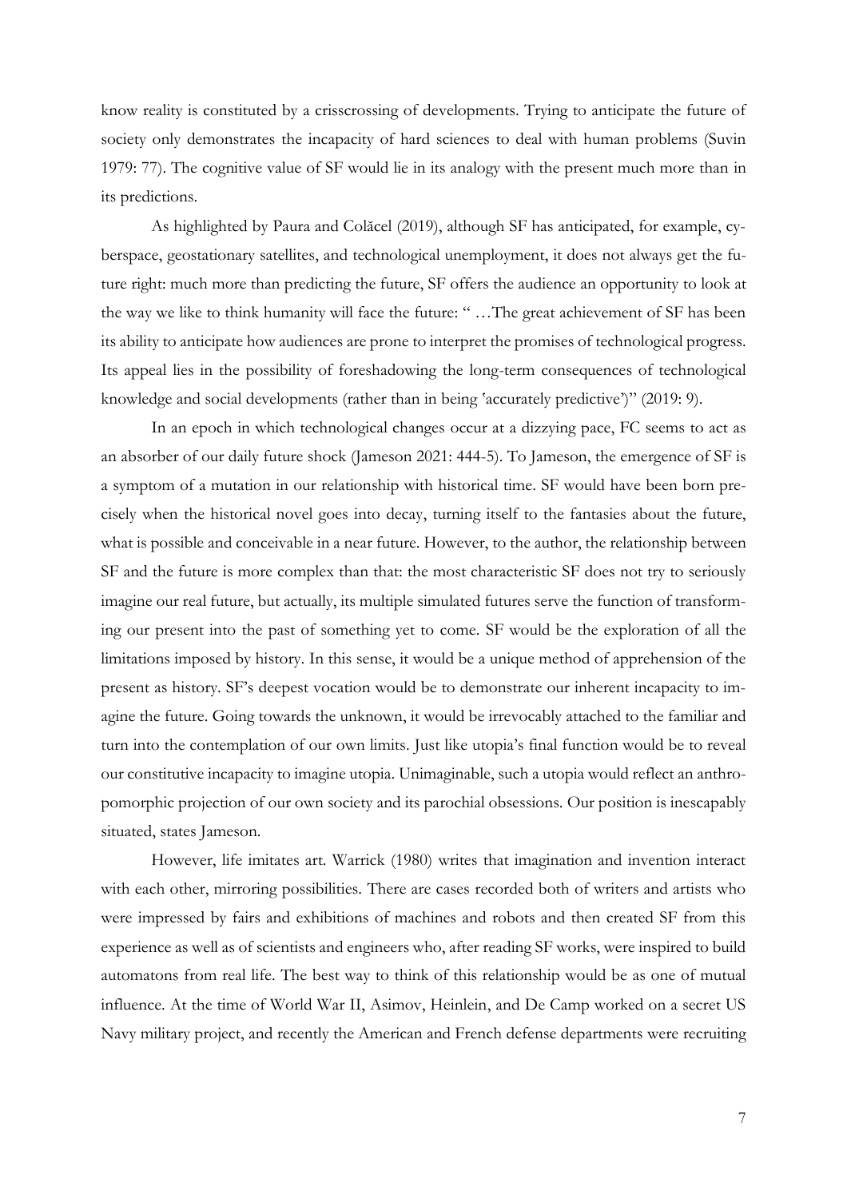know reality is constituted by a crisscrossing of developments. Trying to anticipate the future of society only demonstrates the incapacity of hard sciences to deal with human problems (Suvin 1979: 77). The cognitive value of SF would lie in its analogy with the present much more than in its predictions.

As highlighted by Paura and Colăcel (2019), although SF has anticipated, for example, cyberspace, geostationary satellites, and technological unemployment, it does not always get the future right: much more than predicting the future, SF offers the audience an opportunity to look at the way we like to think humanity will face the future: " …The great achievement of SF has been its ability to anticipate how audiences are prone to interpret the promises of technological progress. Its appeal lies in the possibility of foreshadowing the long-term consequences of technological knowledge and social developments (rather than in being 'accurately predictive')" (2019: 9).

In an epoch in which technological changes occur at a dizzying pace, FC seems to act as an absorber of our daily future shock (Jameson 2021: 444-5). To Jameson, the emergence of SF is a symptom of a mutation in our relationship with historical time. SF would have been born precisely when the historical novel goes into decay, turning itself to the fantasies about the future, what is possible and conceivable in a near future. However, to the author, the relationship between SF and the future is more complex than that: the most characteristic SF does not try to seriously imagine our real future, but actually, its multiple simulated futures serve the function of transforming our present into the past of something yet to come. SF would be the exploration of all the limitations imposed by history. In this sense, it would be a unique method of apprehension of the present as history. SF's deepest vocation would be to demonstrate our inherent incapacity to imagine the future. Going towards the unknown, it would be irrevocably attached to the familiar and turn into the contemplation of our own limits. Just like utopia's final function would be to reveal our constitutive incapacity to imagine utopia. Unimaginable, such a utopia would reflect an anthropomorphic projection of our own society and its parochial obsessions. Our position is inescapably situated, states Jameson.

However, life imitates art. Warrick (1980) writes that imagination and invention interact with each other, mirroring possibilities. There are cases recorded both of writers and artists who were impressed by fairs and exhibitions of machines and robots and then created SF from this experience as well as of scientists and engineers who, after reading SF works, were inspired to build automatons from real life. The best way to think of this relationship would be as one of mutual influence. At the time of World War II, Asimov, Heinlein, and De Camp worked on a secret US Navy military project, and recently the American and French defense departments were recruiting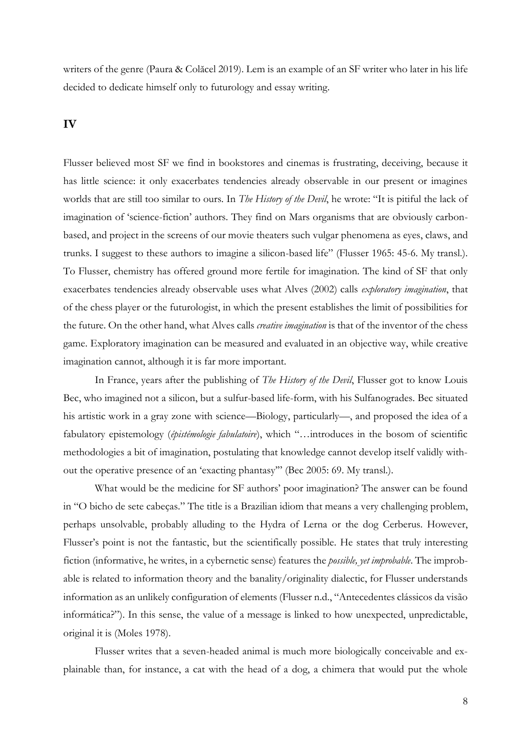writers of the genre (Paura & Colăcel 2019). Lem is an example of an SF writer who later in his life decided to dedicate himself only to futurology and essay writing.

## IV

Flusser believed most SF we find in bookstores and cinemas is frustrating, deceiving, because it has little science: it only exacerbates tendencies already observable in our present or imagines worlds that are still too similar to ours. In *The History of the Devil*, he wrote: "It is pitiful the lack of imagination of 'science-fiction' authors. They find on Mars organisms that are obviously carbon-based, and project in the screens of our movie theaters such vulgar phenomena as eyes, claws, and trunks. I suggest to these authors to imagine a silicon-based life" (Flusser 1965: 45-6. My transl.). To Flusser, chemistry has offered ground more fertile for imagination. The kind of SF that only exacerbates tendencies already observable uses what Alves (2002) calls *exploratory imagination*, that of the chess player or the futurologist, in which the present establishes the limit of possibilities for the future. On the other hand, what Alves calls *creative imagination* is that of the inventor of the chess game. Exploratory imagination can be measured and evaluated in an objective way, while creative imagination cannot, although it is far more important.

In France, years after the publishing of *The History of the Devil*, Flusser got to know Louis Bec, who imagined not a silicon, but a sulfur-based life-form, with his Sulfanogrades. Bec situated his artistic work in a gray zone with science—Biology, particularly—, and proposed the idea of a fabulatory epistemology (*épistémologie fabulatoire*), which "…introduces in the bosom of scientific methodologies a bit of imagination, postulating that knowledge cannot develop itself validly without the operative presence of an 'exacting phantasy'" (Bec 2005: 69. My transl.).

What would be the medicine for SF authors' poor imagination? The answer can be found in "O bicho de sete cabeças." The title is a Brazilian idiom that means a very challenging problem, perhaps unsolvable, probably alluding to the Hydra of Lerna or the dog Cerberus. However, Flusser's point is not the fantastic, but the scientifically possible. He states that truly interesting fiction (informative, he writes, in a cybernetic sense) features the *possible, yet improbable*. The improbable is related to information theory and the banality/originality dialectic, for Flusser understands information as an unlikely configuration of elements (Flusser n.d., "Antecedentes clássicos da visão informática?"). In this sense, the value of a message is linked to how unexpected, unpredictable, original it is (Moles 1978).

Flusser writes that a seven-headed animal is much more biologically conceivable and explainable than, for instance, a cat with the head of a dog, a chimera that would put the whole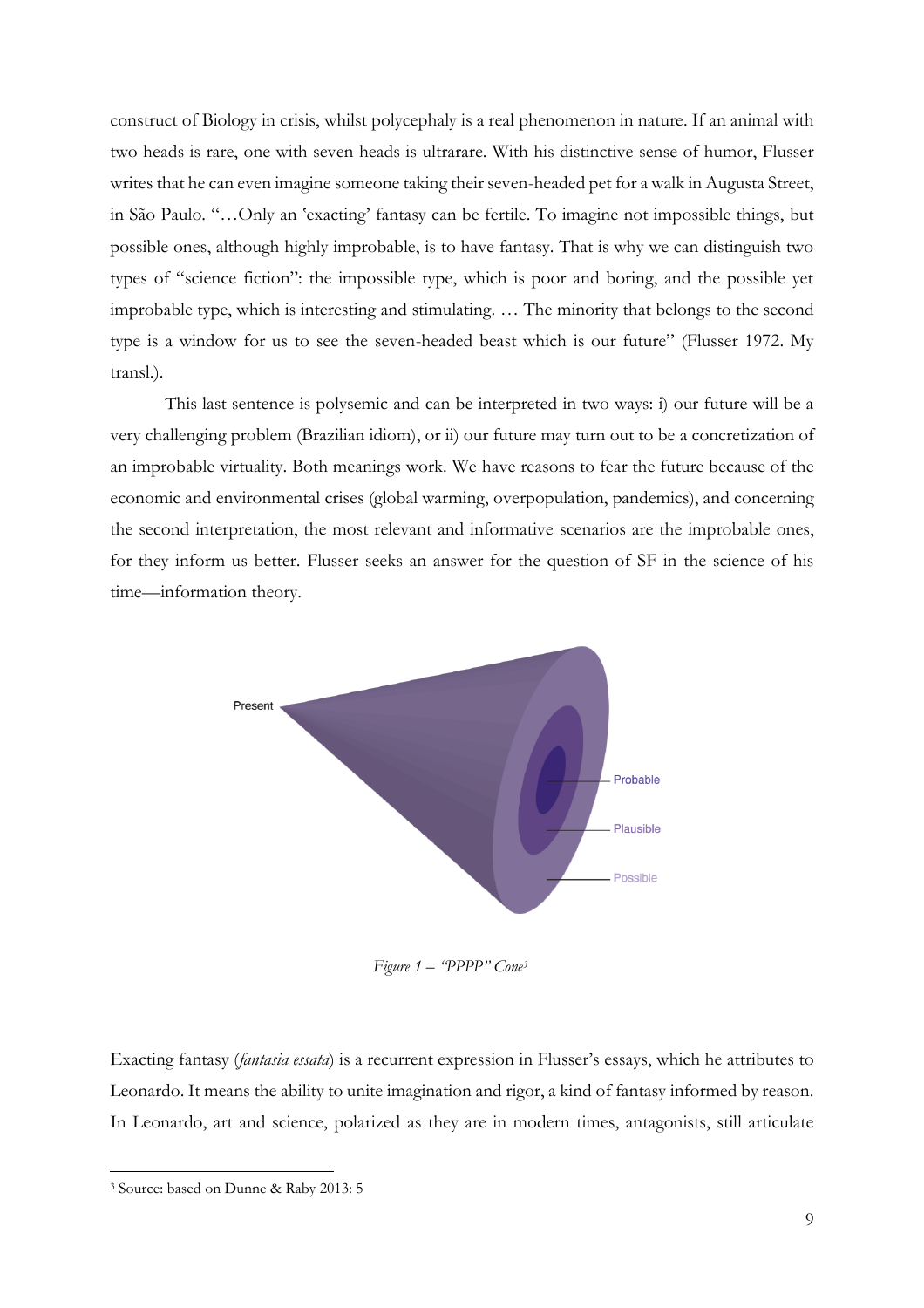construct of Biology in crisis, whilst polycephaly is a real phenomenon in nature. If an animal with two heads is rare, one with seven heads is ultrarare. With his distinctive sense of humor, Flusser writes that he can even imagine someone taking their seven-headed pet for a walk in Augusta Street, in São Paulo. "…Only an 'exacting' fantasy can be fertile. To imagine not impossible things, but possible ones, although highly improbable, is to have fantasy. That is why we can distinguish two types of "science fiction": the impossible type, which is poor and boring, and the possible yet improbable type, which is interesting and stimulating. … The minority that belongs to the second type is a window for us to see the seven-headed beast which is our future" (Flusser 1972. My transl.).

This last sentence is polysemic and can be interpreted in two ways: i) our future will be a very challenging problem (Brazilian idiom), or ii) our future may turn out to be a concretization of an improbable virtuality. Both meanings work. We have reasons to fear the future because of the economic and environmental crises (global warming, overpopulation, pandemics), and concerning the second interpretation, the most relevant and informative scenarios are the improbable ones, for they inform us better. Flusser seeks an answer for the question of SF in the science of his time—information theory.

*Figure 1 – "PPPP" Cone*[3]

Exacting fantasy (*fantasia essata*) is a recurrent expression in Flusser's essays, which he attributes to Leonardo. It means the ability to unite imagination and rigor, a kind of fantasy informed by reason. In Leonardo, art and science, polarized as they are in modern times, antagonists, still articulate

[3] Source: based on Dunne & Raby 2013: 5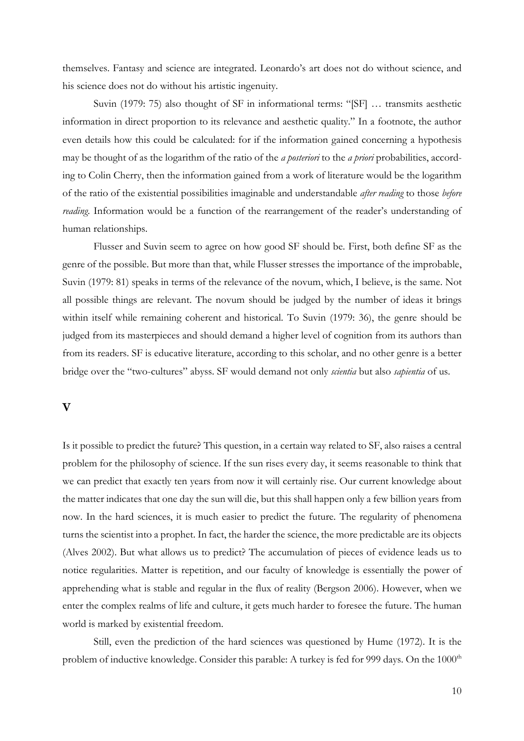themselves. Fantasy and science are integrated. Leonardo's art does not do without science, and his science does not do without his artistic ingenuity.

Suvin (1979: 75) also thought of SF in informational terms: "[SF] … transmits aesthetic information in direct proportion to its relevance and aesthetic quality." In a footnote, the author even details how this could be calculated: for if the information gained concerning a hypothesis may be thought of as the logarithm of the ratio of the *a posteriori* to the *a priori* probabilities, according to Colin Cherry, then the information gained from a work of literature would be the logarithm of the ratio of the existential possibilities imaginable and understandable *after reading* to those *before reading*. Information would be a function of the rearrangement of the reader's understanding of human relationships.

Flusser and Suvin seem to agree on how good SF should be. First, both define SF as the genre of the possible. But more than that, while Flusser stresses the importance of the improbable, Suvin (1979: 81) speaks in terms of the relevance of the novum, which, I believe, is the same. Not all possible things are relevant. The novum should be judged by the number of ideas it brings within itself while remaining coherent and historical. To Suvin (1979: 36), the genre should be judged from its masterpieces and should demand a higher level of cognition from its authors than from its readers. SF is educative literature, according to this scholar, and no other genre is a better bridge over the "two-cultures" abyss. SF would demand not only *scientia* but also *sapientia* of us.

## V

Is it possible to predict the future? This question, in a certain way related to SF, also raises a central problem for the philosophy of science. If the sun rises every day, it seems reasonable to think that we can predict that exactly ten years from now it will certainly rise. Our current knowledge about the matter indicates that one day the sun will die, but this shall happen only a few billion years from now. In the hard sciences, it is much easier to predict the future. The regularity of phenomena turns the scientist into a prophet. In fact, the harder the science, the more predictable are its objects (Alves 2002). But what allows us to predict? The accumulation of pieces of evidence leads us to notice regularities. Matter is repetition, and our faculty of knowledge is essentially the power of apprehending what is stable and regular in the flux of reality (Bergson 2006). However, when we enter the complex realms of life and culture, it gets much harder to foresee the future. The human world is marked by existential freedom.

Still, even the prediction of the hard sciences was questioned by Hume (1972). It is the problem of inductive knowledge. Consider this parable: A turkey is fed for 999 days. On the 1000th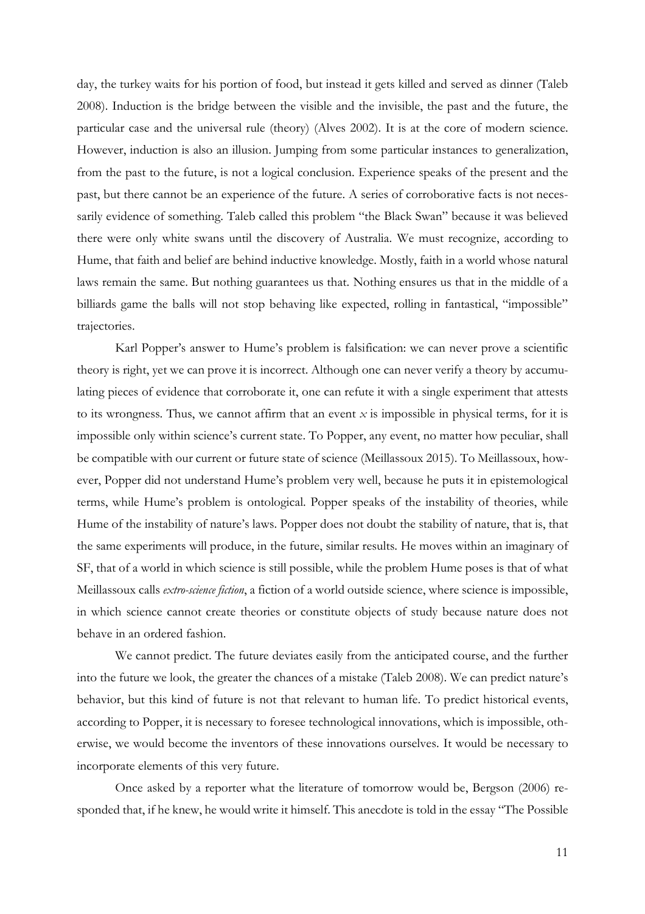day, the turkey waits for his portion of food, but instead it gets killed and served as dinner (Taleb 2008). Induction is the bridge between the visible and the invisible, the past and the future, the particular case and the universal rule (theory) (Alves 2002). It is at the core of modern science. However, induction is also an illusion. Jumping from some particular instances to generalization, from the past to the future, is not a logical conclusion. Experience speaks of the present and the past, but there cannot be an experience of the future. A series of corroborative facts is not necessarily evidence of something. Taleb called this problem "the Black Swan" because it was believed there were only white swans until the discovery of Australia. We must recognize, according to Hume, that faith and belief are behind inductive knowledge. Mostly, faith in a world whose natural laws remain the same. But nothing guarantees us that. Nothing ensures us that in the middle of a billiards game the balls will not stop behaving like expected, rolling in fantastical, "impossible" trajectories.

Karl Popper's answer to Hume's problem is falsification: we can never prove a scientific theory is right, yet we can prove it is incorrect. Although one can never verify a theory by accumulating pieces of evidence that corroborate it, one can refute it with a single experiment that attests to its wrongness. Thus, we cannot affirm that an event $x$ is impossible in physical terms, for it is impossible only within science's current state. To Popper, any event, no matter how peculiar, shall be compatible with our current or future state of science (Meillassoux 2015). To Meillassoux, however, Popper did not understand Hume's problem very well, because he puts it in epistemological terms, while Hume's problem is ontological. Popper speaks of the instability of theories, while Hume of the instability of nature's laws. Popper does not doubt the stability of nature, that is, that the same experiments will produce, in the future, similar results. He moves within an imaginary of SF, that of a world in which science is still possible, while the problem Hume poses is that of what Meillassoux calls *extro-science fiction*, a fiction of a world outside science, where science is impossible, in which science cannot create theories or constitute objects of study because nature does not behave in an ordered fashion.

We cannot predict. The future deviates easily from the anticipated course, and the further into the future we look, the greater the chances of a mistake (Taleb 2008). We can predict nature's behavior, but this kind of future is not that relevant to human life. To predict historical events, according to Popper, it is necessary to foresee technological innovations, which is impossible, otherwise, we would become the inventors of these innovations ourselves. It would be necessary to incorporate elements of this very future.

Once asked by a reporter what the literature of tomorrow would be, Bergson (2006) responded that, if he knew, he would write it himself. This anecdote is told in the essay "The Possible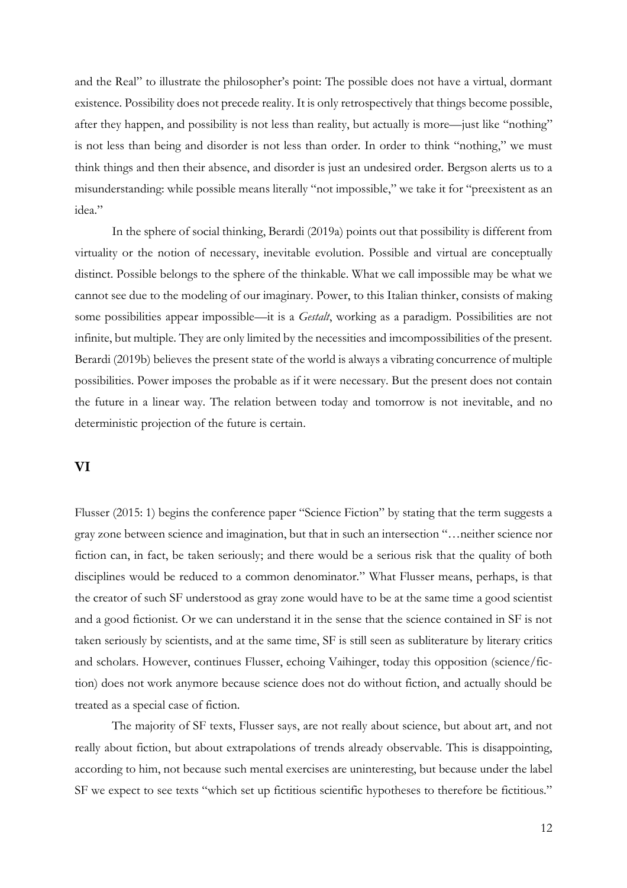and the Real" to illustrate the philosopher's point: The possible does not have a virtual, dormant existence. Possibility does not precede reality. It is only retrospectively that things become possible, after they happen, and possibility is not less than reality, but actually is more—just like "nothing" is not less than being and disorder is not less than order. In order to think "nothing," we must think things and then their absence, and disorder is just an undesired order. Bergson alerts us to a misunderstanding: while possible means literally "not impossible," we take it for "preexistent as an idea."

In the sphere of social thinking, Berardi (2019a) points out that possibility is different from virtuality or the notion of necessary, inevitable evolution. Possible and virtual are conceptually distinct. Possible belongs to the sphere of the thinkable. What we call impossible may be what we cannot see due to the modeling of our imaginary. Power, to this Italian thinker, consists of making some possibilities appear impossible—it is a *Gestalt*, working as a paradigm. Possibilities are not infinite, but multiple. They are only limited by the necessities and imcompossibilities of the present. Berardi (2019b) believes the present state of the world is always a vibrating concurrence of multiple possibilities. Power imposes the probable as if it were necessary. But the present does not contain the future in a linear way. The relation between today and tomorrow is not inevitable, and no deterministic projection of the future is certain.

## VI

Flusser (2015: 1) begins the conference paper "Science Fiction" by stating that the term suggests a gray zone between science and imagination, but that in such an intersection "…neither science nor fiction can, in fact, be taken seriously; and there would be a serious risk that the quality of both disciplines would be reduced to a common denominator." What Flusser means, perhaps, is that the creator of such SF understood as gray zone would have to be at the same time a good scientist and a good fictionist. Or we can understand it in the sense that the science contained in SF is not taken seriously by scientists, and at the same time, SF is still seen as subliterature by literary critics and scholars. However, continues Flusser, echoing Vaihinger, today this opposition (science/fiction) does not work anymore because science does not do without fiction, and actually should be treated as a special case of fiction.

The majority of SF texts, Flusser says, are not really about science, but about art, and not really about fiction, but about extrapolations of trends already observable. This is disappointing, according to him, not because such mental exercises are uninteresting, but because under the label SF we expect to see texts "which set up fictitious scientific hypotheses to therefore be fictitious."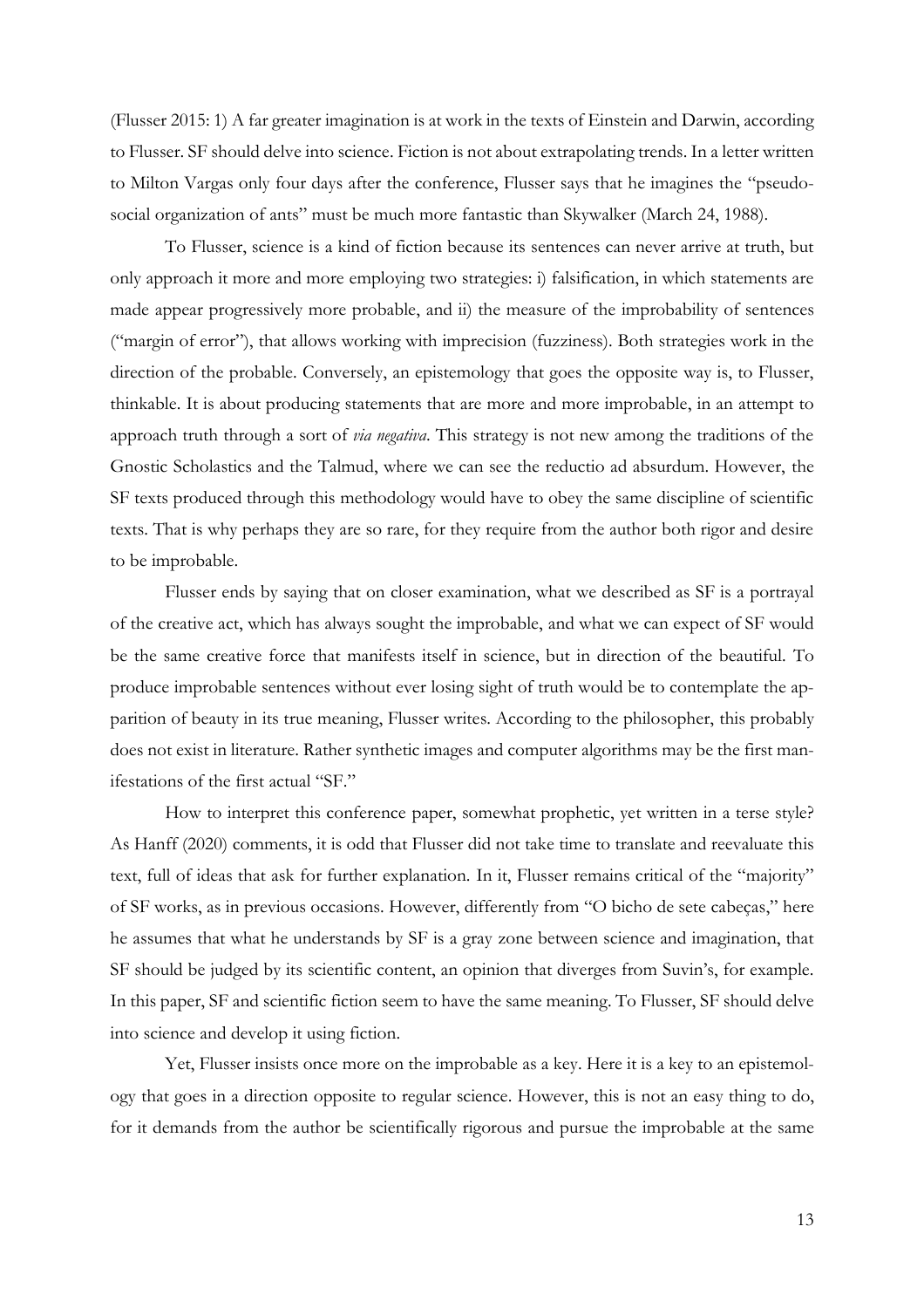(Flusser 2015: 1) A far greater imagination is at work in the texts of Einstein and Darwin, according to Flusser. SF should delve into science. Fiction is not about extrapolating trends. In a letter written to Milton Vargas only four days after the conference, Flusser says that he imagines the "pseudo-social organization of ants" must be much more fantastic than Skywalker (March 24, 1988).

To Flusser, science is a kind of fiction because its sentences can never arrive at truth, but only approach it more and more employing two strategies: i) falsification, in which statements are made appear progressively more probable, and ii) the measure of the improbability of sentences ("margin of error"), that allows working with imprecision (fuzziness). Both strategies work in the direction of the probable. Conversely, an epistemology that goes the opposite way is, to Flusser, thinkable. It is about producing statements that are more and more improbable, in an attempt to approach truth through a sort of *via negativa*. This strategy is not new among the traditions of the Gnostic Scholastics and the Talmud, where we can see the reductio ad absurdum. However, the SF texts produced through this methodology would have to obey the same discipline of scientific texts. That is why perhaps they are so rare, for they require from the author both rigor and desire to be improbable.

Flusser ends by saying that on closer examination, what we described as SF is a portrayal of the creative act, which has always sought the improbable, and what we can expect of SF would be the same creative force that manifests itself in science, but in direction of the beautiful. To produce improbable sentences without ever losing sight of truth would be to contemplate the apparition of beauty in its true meaning, Flusser writes. According to the philosopher, this probably does not exist in literature. Rather synthetic images and computer algorithms may be the first manifestations of the first actual "SF."

How to interpret this conference paper, somewhat prophetic, yet written in a terse style? As Hanff (2020) comments, it is odd that Flusser did not take time to translate and reevaluate this text, full of ideas that ask for further explanation. In it, Flusser remains critical of the "majority" of SF works, as in previous occasions. However, differently from "O bicho de sete cabeças," here he assumes that what he understands by SF is a gray zone between science and imagination, that SF should be judged by its scientific content, an opinion that diverges from Suvin's, for example. In this paper, SF and scientific fiction seem to have the same meaning. To Flusser, SF should delve into science and develop it using fiction.

Yet, Flusser insists once more on the improbable as a key. Here it is a key to an epistemology that goes in a direction opposite to regular science. However, this is not an easy thing to do, for it demands from the author be scientifically rigorous and pursue the improbable at the same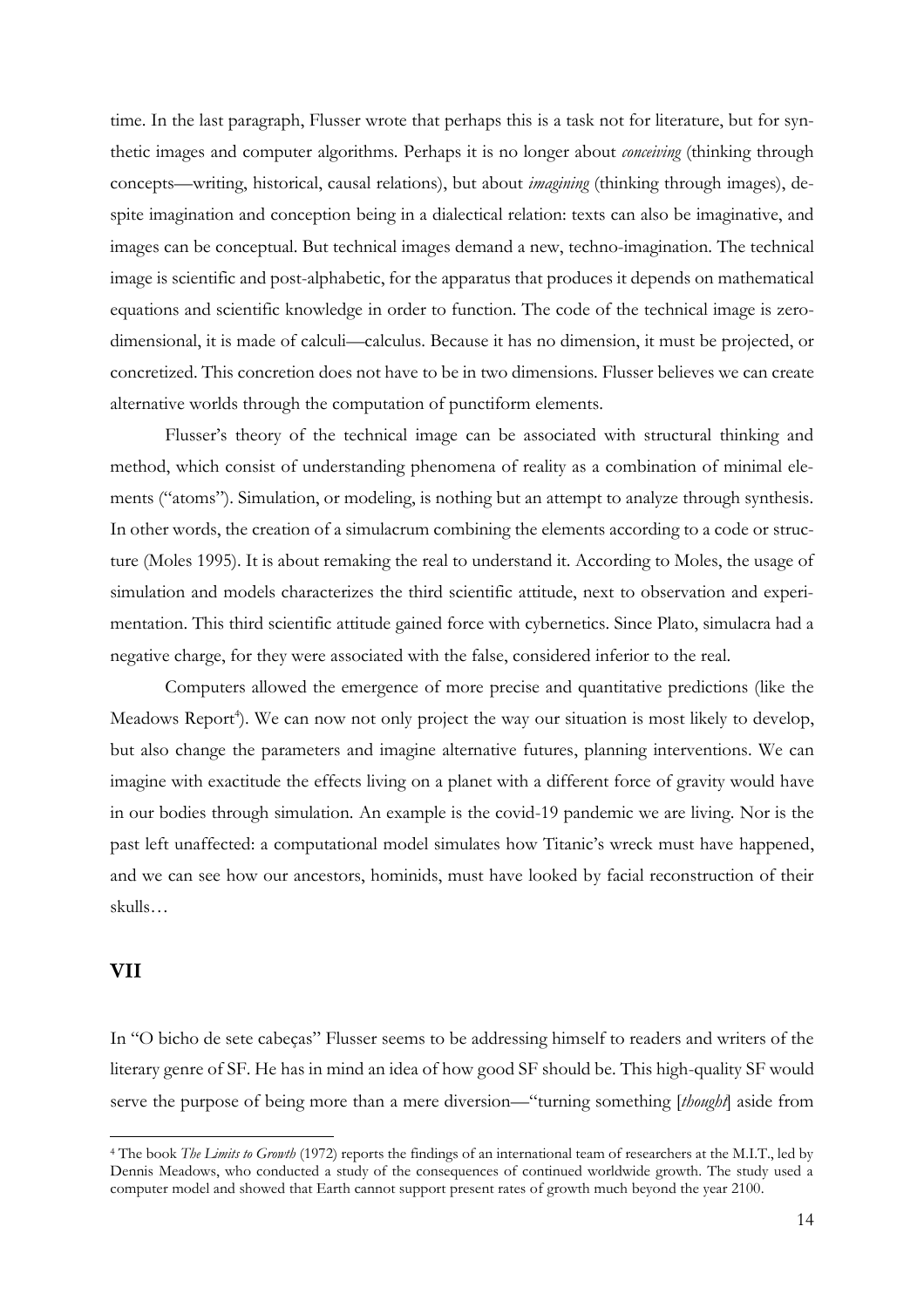time. In the last paragraph, Flusser wrote that perhaps this is a task not for literature, but for synthetic images and computer algorithms. Perhaps it is no longer about *conceiving* (thinking through concepts—writing, historical, causal relations), but about *imagining* (thinking through images), despite imagination and conception being in a dialectical relation: texts can also be imaginative, and images can be conceptual. But technical images demand a new, techno-imagination. The technical image is scientific and post-alphabetic, for the apparatus that produces it depends on mathematical equations and scientific knowledge in order to function. The code of the technical image is zero-dimensional, it is made of calculi—calculus. Because it has no dimension, it must be projected, or concretized. This concretion does not have to be in two dimensions. Flusser believes we can create alternative worlds through the computation of punctiform elements.

Flusser's theory of the technical image can be associated with structural thinking and method, which consist of understanding phenomena of reality as a combination of minimal elements ("atoms"). Simulation, or modeling, is nothing but an attempt to analyze through synthesis. In other words, the creation of a simulacrum combining the elements according to a code or structure (Moles 1995). It is about remaking the real to understand it. According to Moles, the usage of simulation and models characterizes the third scientific attitude, next to observation and experimentation. This third scientific attitude gained force with cybernetics. Since Plato, simulacra had a negative charge, for they were associated with the false, considered inferior to the real.

Computers allowed the emergence of more precise and quantitative predictions (like the Meadows Report[4]). We can now not only project the way our situation is most likely to develop, but also change the parameters and imagine alternative futures, planning interventions. We can imagine with exactitude the effects living on a planet with a different force of gravity would have in our bodies through simulation. An example is the covid-19 pandemic we are living. Nor is the past left unaffected: a computational model simulates how Titanic's wreck must have happened, and we can see how our ancestors, hominids, must have looked by facial reconstruction of their skulls…

## VII

In "O bicho de sete cabeças" Flusser seems to be addressing himself to readers and writers of the literary genre of SF. He has in mind an idea of how good SF should be. This high-quality SF would serve the purpose of being more than a mere diversion—"turning something [*thought*] aside from

---

[4] The book *The Limits to Growth* (1972) reports the findings of an international team of researchers at the M.I.T., led by Dennis Meadows, who conducted a study of the consequences of continued worldwide growth. The study used a computer model and showed that Earth cannot support present rates of growth much beyond the year 2100.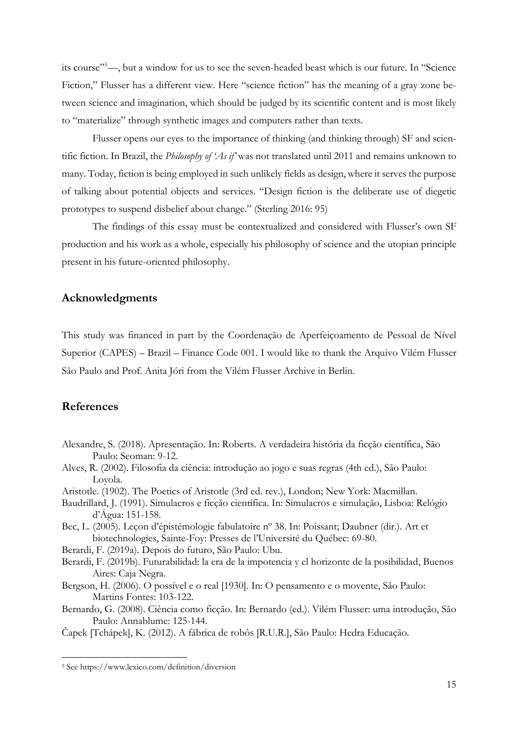its course"[5]—, but a window for us to see the seven-headed beast which is our future. In "Science Fiction," Flusser has a different view. Here "science fiction" has the meaning of a gray zone between science and imagination, which should be judged by its scientific content and is most likely to "materialize" through synthetic images and computers rather than texts.

Flusser opens our eyes to the importance of thinking (and thinking through) SF and scientific fiction. In Brazil, the *Philosophy of 'As if'* was not translated until 2011 and remains unknown to many. Today, fiction is being employed in such unlikely fields as design, where it serves the purpose of talking about potential objects and services. "Design fiction is the deliberate use of diegetic prototypes to suspend disbelief about change." (Sterling 2016: 95)

The findings of this essay must be contextualized and considered with Flusser's own SF production and his work as a whole, especially his philosophy of science and the utopian principle present in his future-oriented philosophy.

## Acknowledgments

This study was financed in part by the Coordenação de Aperfeiçoamento de Pessoal de Nível Superior (CAPES) – Brazil – Finance Code 001. I would like to thank the Arquivo Vilém Flusser São Paulo and Prof. Anita Jóri from the Vilém Flusser Archive in Berlin.

## References

Alexandre, S. (2018). Apresentação. In: Roberts. A verdadeira história da ficção científica, São Paulo: Seoman: 9-12.

Alves, R. (2002). Filosofia da ciência: introdução ao jogo e suas regras (4th ed.), São Paulo: Loyola.

Aristotle. (1902). The Poetics of Aristotle (3rd ed. rev.), London; New York: Macmillan.

Baudrillard, J. (1991). Simulacros e ficção científica. In: Simulacros e simulação, Lisboa: Relógio d'Água: 151-158.

Bec, L. (2005). Leçon d'épistémologie fabulatoire nº 38. In: Poissant; Daubner (dir.). Art et biotechnologies, Sainte-Foy: Presses de l'Université du Québec: 69-80.

Berardi, F. (2019a). Depois do futuro, São Paulo: Ubu.

Berardi, F. (2019b). Futurabilidad: la era de la impotencia y el horizonte de la posibilidad, Buenos Aires: Caja Negra.

Bergson, H. (2006). O possível e o real [1930]. In: O pensamento e o movente, São Paulo: Martins Fontes: 103-122.

Bernardo, G. (2008). Ciência como ficção. In: Bernardo (ed.). Vilém Flusser: uma introdução, São Paulo: Annablume: 125-144.

Čapek [Tchápek], K. (2012). A fábrica de robôs [R.U.R.], São Paulo: Hedra Educação.

[5] See https://www.lexico.com/definition/diversion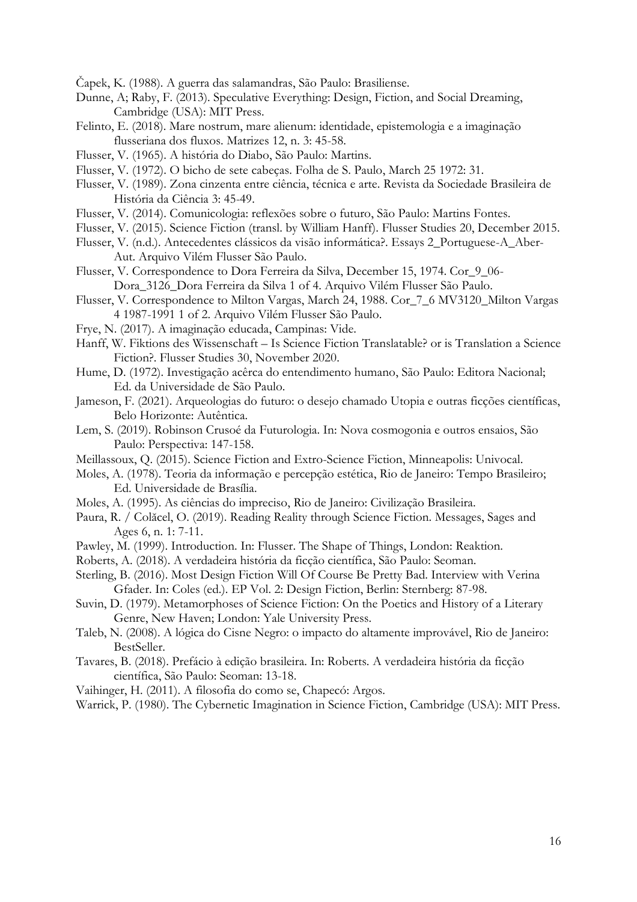Čapek, K. (1988). A guerra das salamandras, São Paulo: Brasiliense.

Dunne, A; Raby, F. (2013). Speculative Everything: Design, Fiction, and Social Dreaming, Cambridge (USA): MIT Press.

Felinto, E. (2018). Mare nostrum, mare alienum: identidade, epistemologia e a imaginação flusseriana dos fluxos. Matrizes 12, n. 3: 45-58.

Flusser, V. (1965). A história do Diabo, São Paulo: Martins.

Flusser, V. (1972). O bicho de sete cabeças. Folha de S. Paulo, March 25 1972: 31.

Flusser, V. (1989). Zona cinzenta entre ciência, técnica e arte. Revista da Sociedade Brasileira de História da Ciência 3: 45-49.

Flusser, V. (2014). Comunicologia: reflexões sobre o futuro, São Paulo: Martins Fontes.

Flusser, V. (2015). Science Fiction (transl. by William Hanff). Flusser Studies 20, December 2015.

Flusser, V. (n.d.). Antecedentes clássicos da visão informática?. Essays 2_Portuguese-A_Aber-Aut. Arquivo Vilém Flusser São Paulo.

Flusser, V. Correspondence to Dora Ferreira da Silva, December 15, 1974. Cor_9_06-Dora_3126_Dora Ferreira da Silva 1 of 4. Arquivo Vilém Flusser São Paulo.

Flusser, V. Correspondence to Milton Vargas, March 24, 1988. Cor_7_6 MV3120_Milton Vargas 4 1987-1991 1 of 2. Arquivo Vilém Flusser São Paulo.

Frye, N. (2017). A imaginação educada, Campinas: Vide.

Hanff, W. Fiktions des Wissenschaft – Is Science Fiction Translatable? or is Translation a Science Fiction?. Flusser Studies 30, November 2020.

Hume, D. (1972). Investigação acêrca do entendimento humano, São Paulo: Editora Nacional; Ed. da Universidade de São Paulo.

Jameson, F. (2021). Arqueologias do futuro: o desejo chamado Utopia e outras ficções científicas, Belo Horizonte: Autêntica.

Lem, S. (2019). Robinson Crusoé da Futurologia. In: Nova cosmogonia e outros ensaios, São Paulo: Perspectiva: 147-158.

Meillassoux, Q. (2015). Science Fiction and Extro-Science Fiction, Minneapolis: Univocal.

Moles, A. (1978). Teoria da informação e percepção estética, Rio de Janeiro: Tempo Brasileiro; Ed. Universidade de Brasília.

Moles, A. (1995). As ciências do impreciso, Rio de Janeiro: Civilização Brasileira.

Paura, R. / Colăcel, O. (2019). Reading Reality through Science Fiction. Messages, Sages and Ages 6, n. 1: 7-11.

Pawley, M. (1999). Introduction. In: Flusser. The Shape of Things, London: Reaktion.

Roberts, A. (2018). A verdadeira história da ficção científica, São Paulo: Seoman.

Sterling, B. (2016). Most Design Fiction Will Of Course Be Pretty Bad. Interview with Verina Gfader. In: Coles (ed.). EP Vol. 2: Design Fiction, Berlin: Sternberg: 87-98.

Suvin, D. (1979). Metamorphoses of Science Fiction: On the Poetics and History of a Literary Genre, New Haven; London: Yale University Press.

Taleb, N. (2008). A lógica do Cisne Negro: o impacto do altamente improvável, Rio de Janeiro: BestSeller.

Tavares, B. (2018). Prefácio à edição brasileira. In: Roberts. A verdadeira história da ficção científica, São Paulo: Seoman: 13-18.

Vaihinger, H. (2011). A filosofia do como se, Chapecó: Argos.

Warrick, P. (1980). The Cybernetic Imagination in Science Fiction, Cambridge (USA): MIT Press.